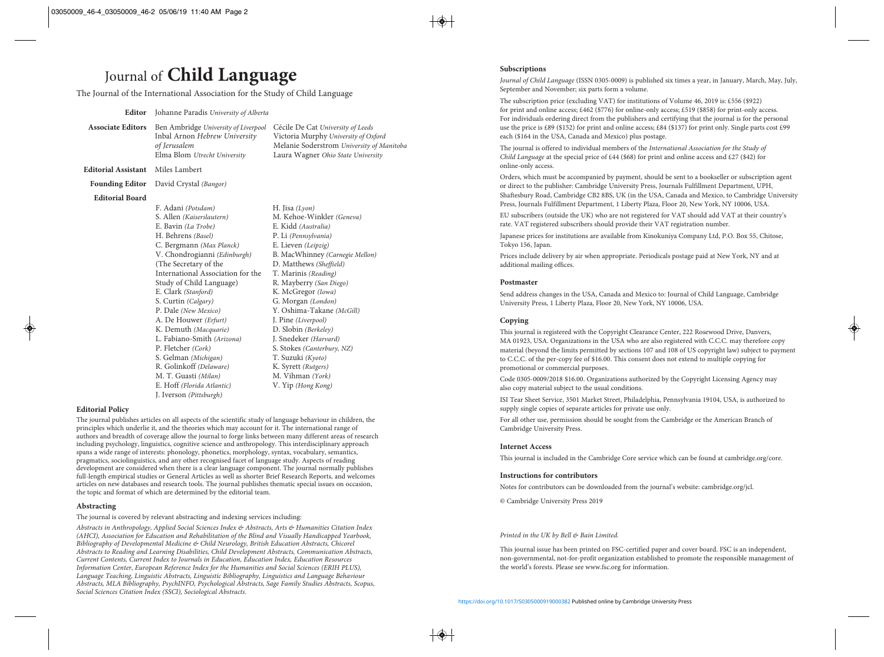# Journal of **Child Language**

The Journal of the International Association for the Study of Child Language

**Editor** Johanne Paradis *University of Alberta*

**Associate Editors** Ben Ambridge *University of Liverpool*, Inbal Arnon *Hebrew University of Jerusalem*, Elma Blom *Utrecht University*, Cécile De Cat *University of Leeds*, Victoria Murphy *University of Oxford*, Melanie Soderstrom *University of Manitoba*, Laura Wagner *Ohio State University*

**Editorial Assistant** Miles Lambert

**Founding Editor** David Crystal *(Bangor)*

**Editorial Board**

F. Adani *(Potsdam)*
S. Allen *(Kaiserslautern)*
E. Bavin *(La Trobe)*
H. Behrens *(Basel)*
C. Bergmann *(Max Planck)*
V. Chondrogianni *(Edinburgh)*
(The Secretary of the International Association for the Study of Child Language)
E. Clark *(Stanford)*
S. Curtin *(Calgary)*
P. Dale *(New Mexico)*
A. De Houwer *(Erfurt)*
K. Demuth *(Macquarie)*
L. Fabiano-Smith *(Arizona)*
P. Fletcher *(Cork)*
S. Gelman *(Michigan)*
R. Golinkoff *(Delaware)*
M. T. Guasti *(Milan)*
E. Hoff *(Florida Atlantic)*
J. Iverson *(Pittsburgh)*
H. Jisa *(Lyon)*
M. Kehoe-Winkler *(Geneva)*
E. Kidd *(Australia)*
P. Li *(Pennsylvania)*
E. Lieven *(Leipzig)*
B. MacWhinney *(Carnegie Mellon)*
D. Matthews *(Sheffield)*
T. Marinis *(Reading)*
R. Mayberry *(San Diego)*
K. McGregor *(Iowa)*
G. Morgan *(London)*
Y. Oshima-Takane *(McGill)*
J. Pine *(Liverpool)*
D. Slobin *(Berkeley)*
J. Snedeker *(Harvard)*
S. Stokes *(Canterbury, NZ)*
T. Suzuki *(Kyoto)*
K. Syrett *(Rutgers)*
M. Vihman *(York)*
V. Yip *(Hong Kong)*

### Editorial Policy

The journal publishes articles on all aspects of the scientific study of language behaviour in children, the principles which underlie it, and the theories which may account for it. The international range of authors and breadth of coverage allow the journal to forge links between many different areas of research including psychology, linguistics, cognitive science and anthropology. This interdisciplinary approach spans a wide range of interests: phonology, phonetics, morphology, syntax, vocabulary, semantics, pragmatics, sociolinguistics, and any other recognised facet of language study. Aspects of reading development are considered when there is a clear language component. The journal normally publishes full-length empirical studies or General Articles as well as shorter Brief Research Reports, and welcomes articles on new databases and research tools. The journal publishes thematic special issues on occasion, the topic and format of which are determined by the editorial team.

### Abstracting

The journal is covered by relevant abstracting and indexing services including:

*Abstracts in Anthropology, Applied Social Sciences Index & Abstracts, Arts & Humanities Citation Index (AHCI), Association for Education and Rehabilitation of the Blind and Visually Handicapped Yearbook, Bibliography of Developmental Medicine & Child Neurology, British Education Abstracts, Chicorel Abstracts to Reading and Learning Disabilities, Child Development Abstracts, Communication Abstracts, Current Contents, Current Index to Journals in Education, Education Index, Education Resources Information Center, European Reference Index for the Humanities and Social Sciences (ERIH PLUS), Language Teaching, Linguistic Abstracts, Linguistic Bibliography, Linguistics and Language Behaviour Abstracts, MLA Bibliography, PsychINFO, Psychological Abstracts, Sage Family Studies Abstracts, Scopus, Social Sciences Citation Index (SSCI), Sociological Abstracts.*

### Subscriptions

*Journal of Child Language* (ISSN 0305-0009) is published six times a year, in January, March, May, July, September and November; six parts form a volume.

The subscription price (excluding VAT) for institutions of Volume 46, 2019 is: £556 ($922) for print and online access; £462 ($776) for online-only access; £519 ($858) for print-only access. For individuals ordering direct from the publishers and certifying that the journal is for the personal use the price is £89 ($152) for print and online access; £84 ($137) for print only. Single parts cost £99 each ($164 in the USA, Canada and Mexico) plus postage.

The journal is offered to individual members of the *International Association for the Study of Child Language* at the special price of £44 ($68) for print and online access and £27 ($42) for online-only access.

Orders, which must be accompanied by payment, should be sent to a bookseller or subscription agent or direct to the publisher: Cambridge University Press, Journals Fulfillment Department, UPH, Shaftesbury Road, Cambridge CB2 8BS, UK (in the USA, Canada and Mexico, to Cambridge University Press, Journals Fulfillment Department, 1 Liberty Plaza, Floor 20, New York, NY 10006, USA.

EU subscribers (outside the UK) who are not registered for VAT should add VAT at their country's rate. VAT registered subscribers should provide their VAT registration number.

Japanese prices for institutions are available from Kinokuniya Company Ltd, P.O. Box 55, Chitose, Tokyo 156, Japan.

Prices include delivery by air when appropriate. Periodicals postage paid at New York, NY and at additional mailing offices.

### Postmaster

Send address changes in the USA, Canada and Mexico to: Journal of Child Language, Cambridge University Press, 1 Liberty Plaza, Floor 20, New York, NY 10006, USA.

### Copying

This journal is registered with the Copyright Clearance Center, 222 Rosewood Drive, Danvers, MA 01923, USA. Organizations in the USA who are also registered with C.C.C. may therefore copy material (beyond the limits permitted by sections 107 and 108 of US copyright law) subject to payment to C.C.C. of the per-copy fee of $16.00. This consent does not extend to multiple copying for promotional or commercial purposes.

Code 0305-0009/2018 $16.00. Organizations authorized by the Copyright Licensing Agency may also copy material subject to the usual conditions.

ISI Tear Sheet Service, 3501 Market Street, Philadelphia, Pennsylvania 19104, USA, is authorized to supply single copies of separate articles for private use only.

For all other use, permission should be sought from the Cambridge or the American Branch of Cambridge University Press.

### Internet Access

This journal is included in the Cambridge Core service which can be found at cambridge.org/core.

### Instructions for contributors

Notes for contributors can be downloaded from the journal's website: cambridge.org/jcl.

© Cambridge University Press 2019

*Printed in the UK by Bell & Bain Limited.*

This journal issue has been printed on FSC-certified paper and cover board. FSC is an independent, non-governmental, not-for-profit organization established to promote the responsible management of the world's forests. Please see www.fsc.org for information.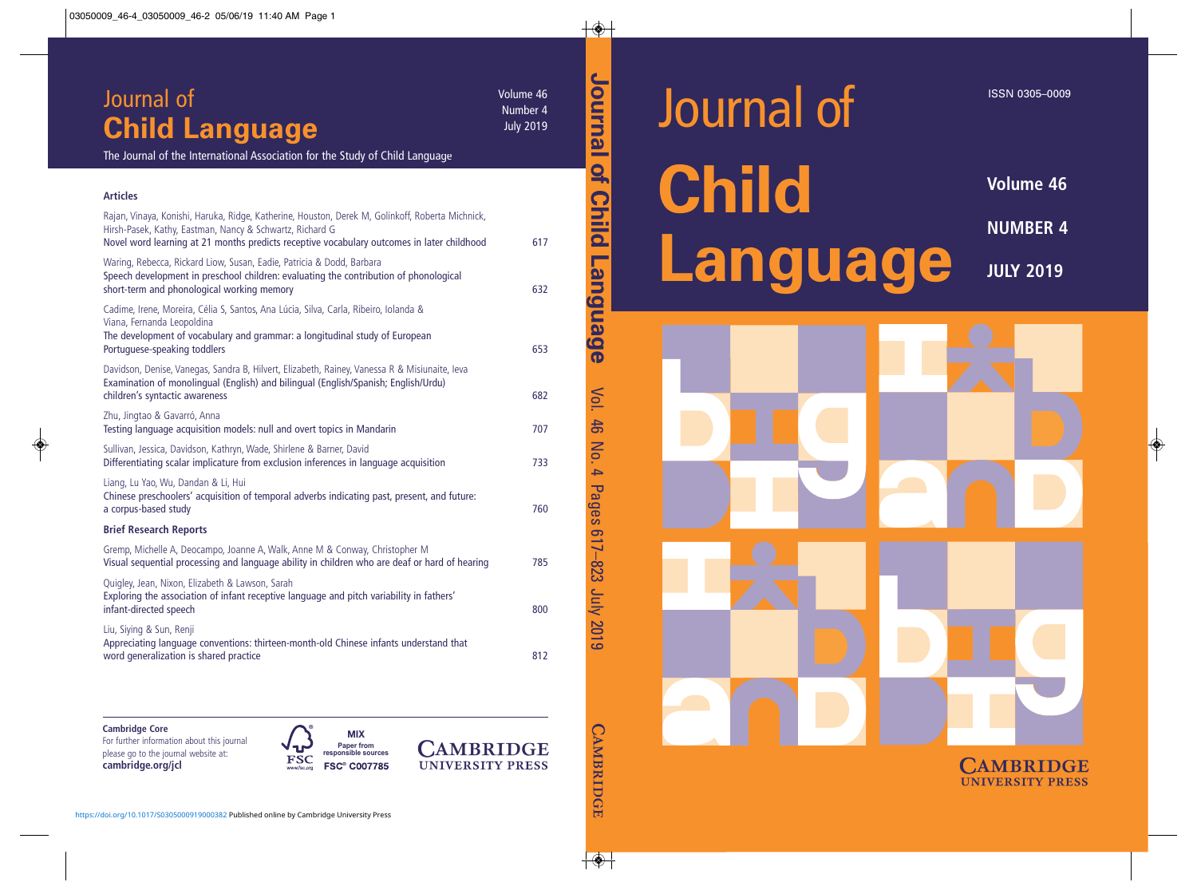# Journal of Child Language

Volume 46
Number 4
July 2019

The Journal of the International Association for the Study of Child Language

### Articles

Rajan, Vinaya, Konishi, Haruka, Ridge, Katherine, Houston, Derek M, Golinkoff, Roberta Michnick, Hirsh-Pasek, Kathy, Eastman, Nancy & Schwartz, Richard G
Novel word learning at 21 months predicts receptive vocabulary outcomes in later childhood — 617

Waring, Rebecca, Rickard Liow, Susan, Eadie, Patricia & Dodd, Barbara
Speech development in preschool children: evaluating the contribution of phonological short-term and phonological working memory — 632

Cadime, Irene, Moreira, Célia S, Santos, Ana Lúcia, Silva, Carla, Ribeiro, Iolanda & Viana, Fernanda Leopoldina
The development of vocabulary and grammar: a longitudinal study of European Portuguese-speaking toddlers — 653

Davidson, Denise, Vanegas, Sandra B, Hilvert, Elizabeth, Rainey, Vanessa R & Misiunaite, Ieva
Examination of monolingual (English) and bilingual (English/Spanish; English/Urdu) children's syntactic awareness — 682

Zhu, Jingtao & Gavarró, Anna
Testing language acquisition models: null and overt topics in Mandarin — 707

Sullivan, Jessica, Davidson, Kathryn, Wade, Shirlene & Barner, David
Differentiating scalar implicature from exclusion inferences in language acquisition — 733

Liang, Lu Yao, Wu, Dandan & Li, Hui
Chinese preschoolers' acquisition of temporal adverbs indicating past, present, and future: a corpus-based study — 760

### Brief Research Reports

Gremp, Michelle A, Deocampo, Joanne A, Walk, Anne M & Conway, Christopher M
Visual sequential processing and language ability in children who are deaf or hard of hearing — 785

Quigley, Jean, Nixon, Elizabeth & Lawson, Sarah
Exploring the association of infant receptive language and pitch variability in fathers' infant-directed speech — 800

Liu, Siying & Sun, Renji
Appreciating language conventions: thirteen-month-old Chinese infants understand that word generalization is shared practice — 812

**Cambridge Core**
For further information about this journal please go to the journal website at:
**cambridge.org/jcl**

MIX
Paper from responsible sources
FSC® C007785

CAMBRIDGE UNIVERSITY PRESS

https://doi.org/10.1017/S0305000919000382 Published online by Cambridge University Press

Journal of Child Language Vol. 46 No. 4 Pages 617–823 July 2019 CAMBRIDGE

# Journal of Child Language

ISSN 0305–0009

**Volume 46**

**NUMBER 4**

**JULY 2019**

CAMBRIDGE UNIVERSITY PRESS